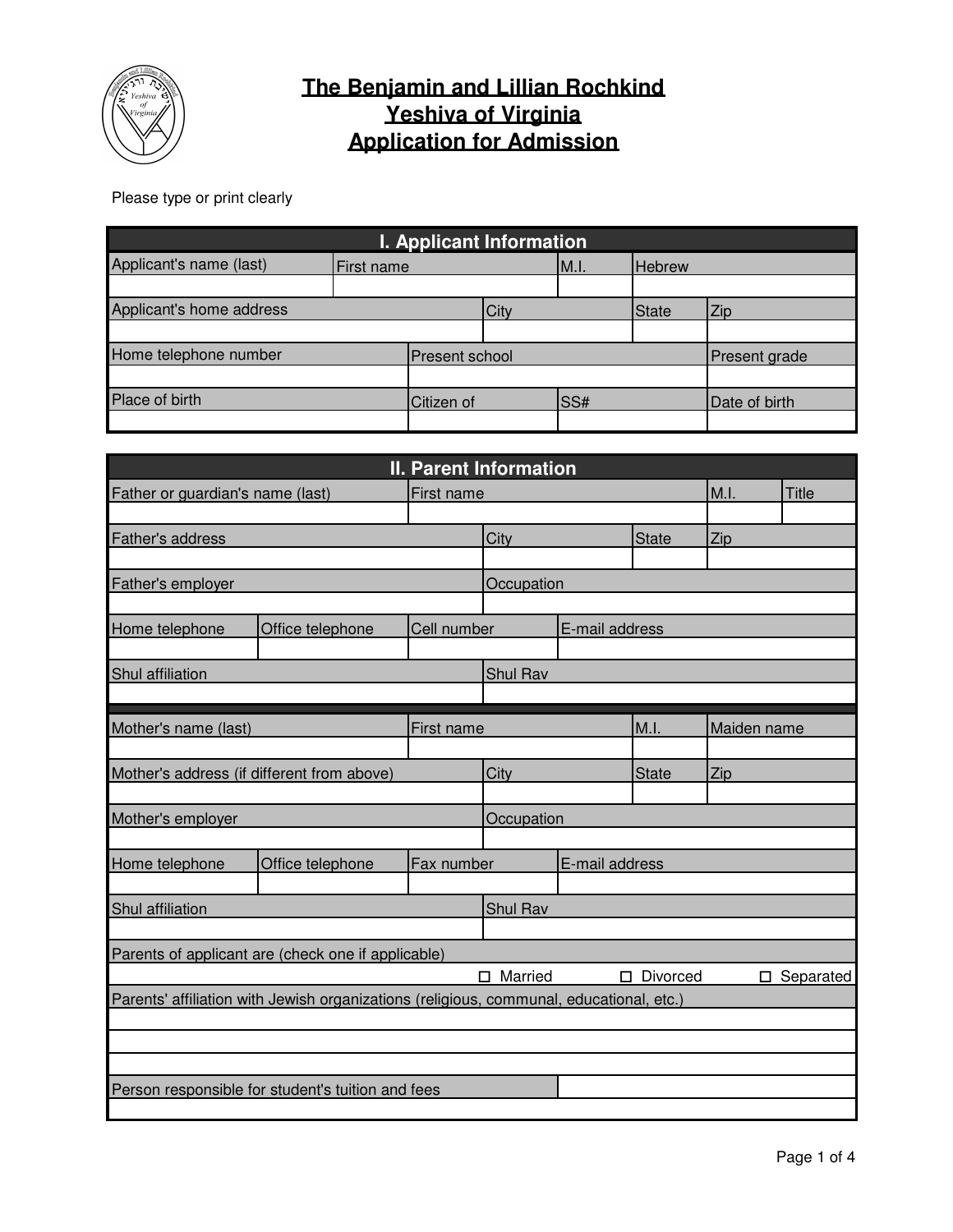# The Benjamin and Lillian Rochkind
# Yeshiva of Virginia
# Application for Admission

Please type or print clearly

## I. Applicant Information

| Applicant's name (last) | First name | M.I. | Hebrew |
|---|---|---|---|
| | | | |

| Applicant's home address | City | State | Zip |
|---|---|---|---|
| | | | |

| Home telephone number | Present school | Present grade |
|---|---|---|
| | | |

| Place of birth | Citizen of | SS# | Date of birth |
|---|---|---|---|
| | | | |

## II. Parent Information

| Father or guardian's name (last) | First name | M.I. | Title |
|---|---|---|---|
| | | | |

| Father's address | City | State | Zip |
|---|---|---|---|
| | | | |

| Father's employer | Occupation |
|---|---|
| | |

| Home telephone | Office telephone | Cell number | E-mail address |
|---|---|---|---|
| | | | |

| Shul affiliation | Shul Rav |
|---|---|
| | |

| Mother's name (last) | First name | M.I. | Maiden name |
|---|---|---|---|
| | | | |

| Mother's address (if different from above) | City | State | Zip |
|---|---|---|---|
| | | | |

| Mother's employer | Occupation |
|---|---|
| | |

| Home telephone | Office telephone | Fax number | E-mail address |
|---|---|---|---|
| | | | |

| Shul affiliation | Shul Rav |
|---|---|
| | |

Parents of applicant are (check one if applicable)

☐ Married ☐ Divorced ☐ Separated

Parents' affiliation with Jewish organizations (religious, communal, educational, etc.)

| Person responsible for student's tuition and fees | |
|---|---|
| | |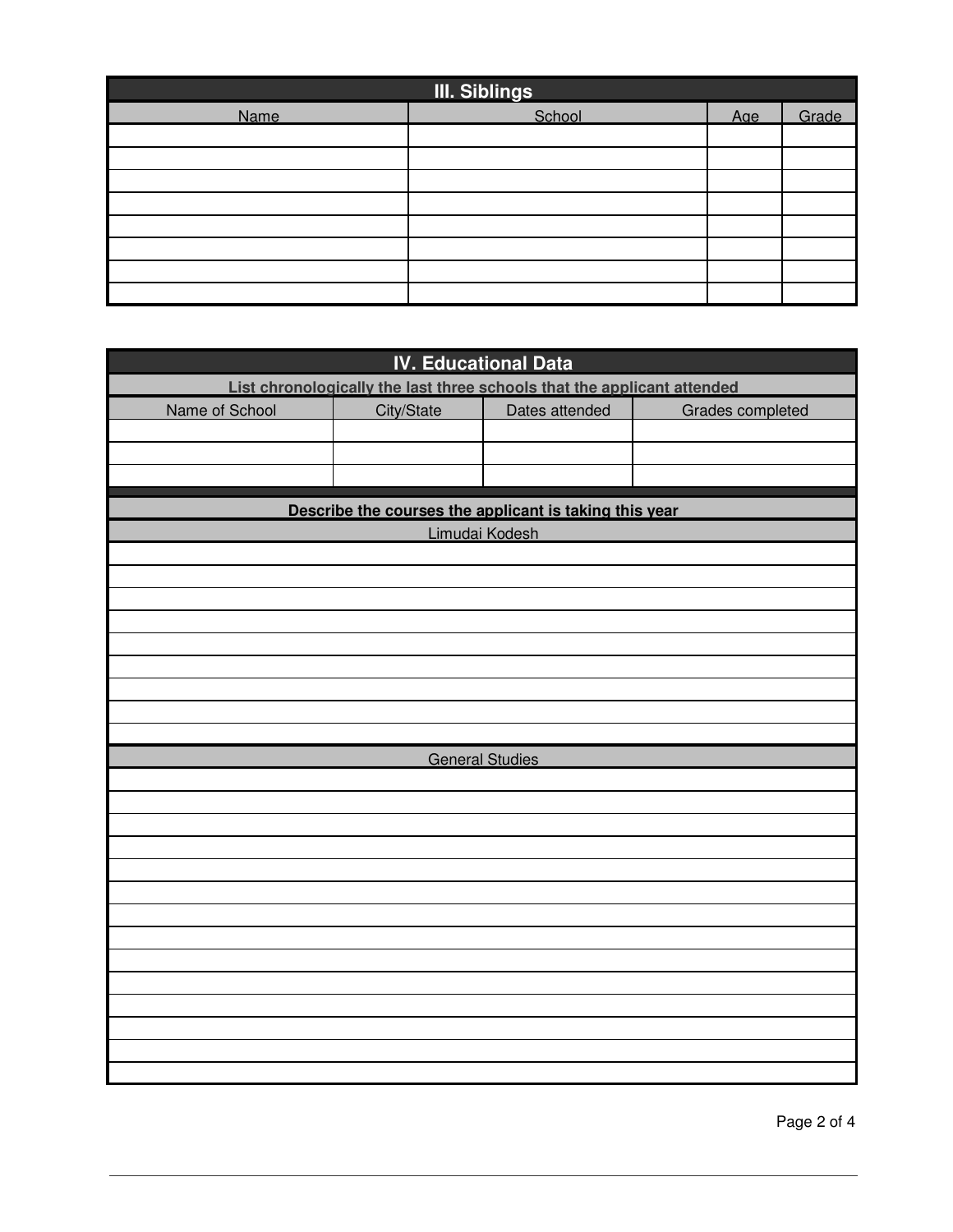## III. Siblings

| Name | School | Age | Grade |
|---|---|---|---|
| | | | |
| | | | |
| | | | |
| | | | |
| | | | |
| | | | |
| | | | |
| | | | |

## IV. Educational Data

**List chronologically the last three schools that the applicant attended**

| Name of School | City/State | Dates attended | Grades completed |
|---|---|---|---|
| | | | |
| | | | |
| | | | |

**Describe the courses the applicant is taking this year**

| Limudai Kodesh |
|---|
| |
| |
| |
| |
| |
| |
| |
| |
| |

| General Studies |
|---|
| |
| |
| |
| |
| |
| |
| |
| |
| |
| |
| |
| |
| |
| |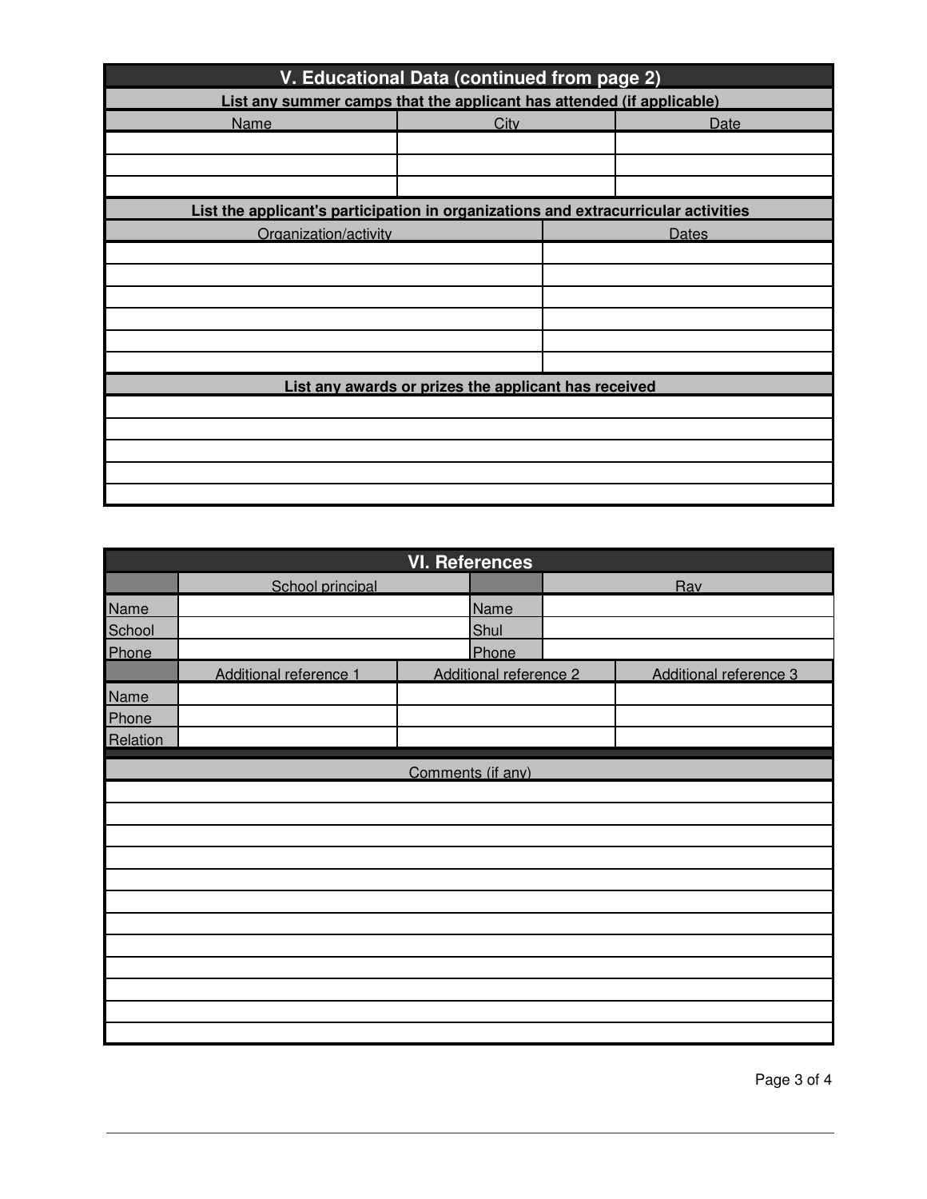## V. Educational Data (continued from page 2)

**List any summer camps that the applicant has attended (if applicable)**

| Name | City | Date |
|---|---|---|
| | | |
| | | |
| | | |

**List the applicant's participation in organizations and extracurricular activities**

| Organization/activity | Dates |
|---|---|
| | |
| | |
| | |
| | |
| | |
| | |

**List any awards or prizes the applicant has received**

| |
|---|
| |
| |
| |
| |
| |

## VI. References

| | School principal | | Rav |
|---|---|---|---|
| Name | | Name | |
| School | | Shul | |
| Phone | | Phone | |

| | Additional reference 1 | Additional reference 2 | Additional reference 3 |
|---|---|---|---|
| Name | | | |
| Phone | | | |
| Relation | | | |

| Comments (if any) |
|---|
| |
| |
| |
| |
| |
| |
| |
| |
| |
| |
| |
| |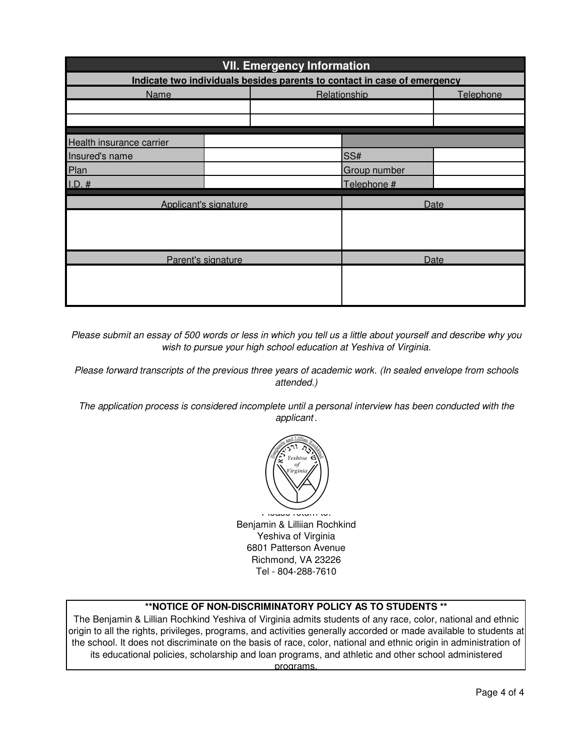## VII. Emergency Information

**Indicate two individuals besides parents to contact in case of emergency**

| Name | Relationship | Telephone |
| --- | --- | --- |
| | | |
| | | |

| | | | |
| --- | --- | --- | --- |
| Health insurance carrier | | | |
| Insured's name | | SS# | |
| Plan | | Group number | |
| I.D. # | | Telephone # | |

| Applicant's signature | Date |
| --- | --- |
| | |

| Parent's signature | Date |
| --- | --- |
| | |

*Please submit an essay of 500 words or less in which you tell us a little about yourself and describe why you wish to pursue your high school education at Yeshiva of Virginia.*

*Please forward transcripts of the previous three years of academic work. (In sealed envelope from schools attended.)*

*The application process is considered incomplete until a personal interview has been conducted with the applicant.*

Please return to:
Benjamin & Lilliian Rochkind
Yeshiva of Virginia
6801 Patterson Avenue
Richmond, VA 23226
Tel - 804-288-7610

**\*\*NOTICE OF NON-DISCRIMINATORY POLICY AS TO STUDENTS \*\***

The Benjamin & Lillian Rochkind Yeshiva of Virginia admits students of any race, color, national and ethnic origin to all the rights, privileges, programs, and activities generally accorded or made available to students at the school. It does not discriminate on the basis of race, color, national and ethnic origin in administration of its educational policies, scholarship and loan programs, and athletic and other school administered programs.